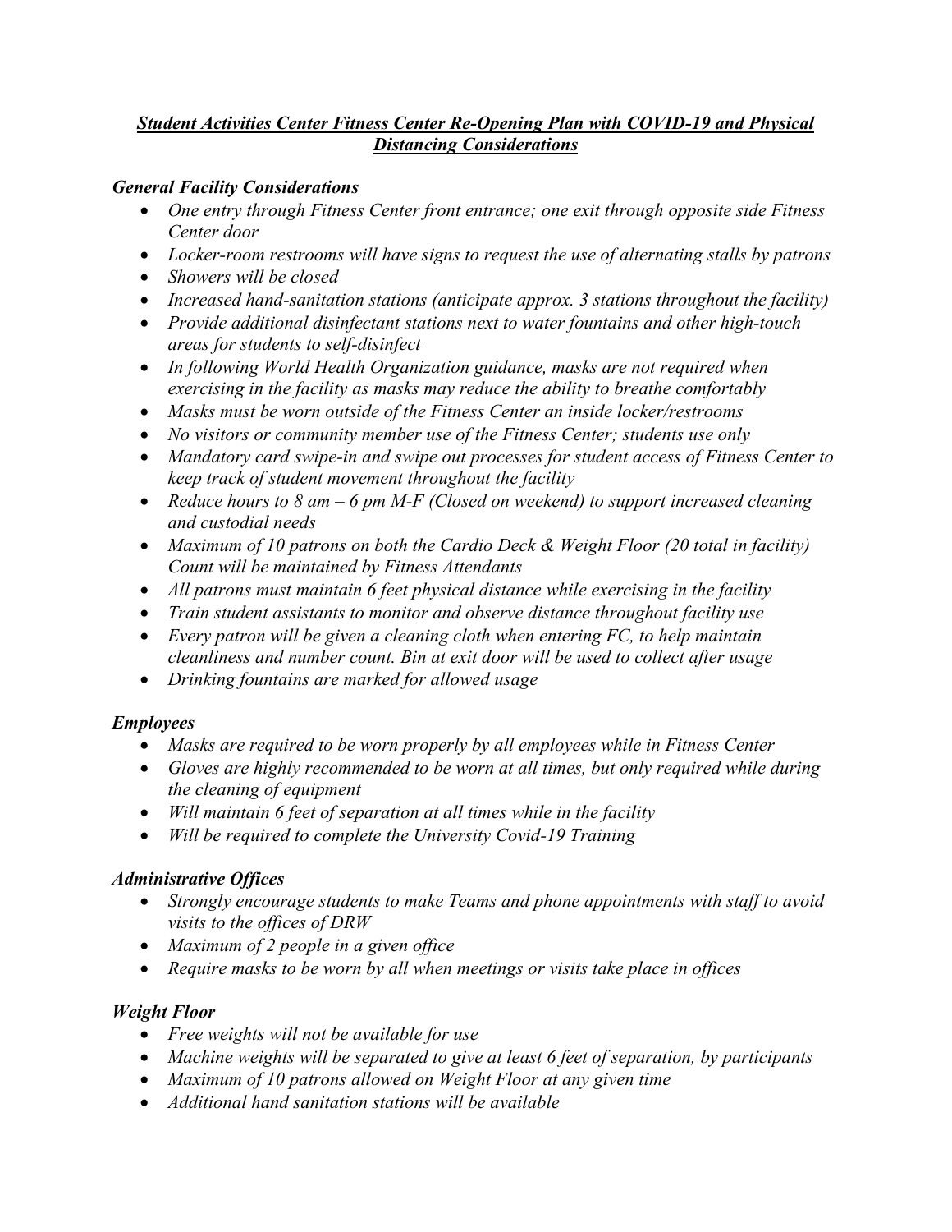# ***Student Activities Center Fitness Center Re-Opening Plan with COVID-19 and Physical Distancing Considerations***

### *General Facility Considerations*

- *One entry through Fitness Center front entrance; one exit through opposite side Fitness Center door*
- *Locker-room restrooms will have signs to request the use of alternating stalls by patrons*
- *Showers will be closed*
- *Increased hand-sanitation stations (anticipate approx. 3 stations throughout the facility)*
- *Provide additional disinfectant stations next to water fountains and other high-touch areas for students to self-disinfect*
- *In following World Health Organization guidance, masks are not required when exercising in the facility as masks may reduce the ability to breathe comfortably*
- *Masks must be worn outside of the Fitness Center an inside locker/restrooms*
- *No visitors or community member use of the Fitness Center; students use only*
- *Mandatory card swipe-in and swipe out processes for student access of Fitness Center to keep track of student movement throughout the facility*
- *Reduce hours to 8 am – 6 pm M-F (Closed on weekend) to support increased cleaning and custodial needs*
- *Maximum of 10 patrons on both the Cardio Deck & Weight Floor (20 total in facility) Count will be maintained by Fitness Attendants*
- *All patrons must maintain 6 feet physical distance while exercising in the facility*
- *Train student assistants to monitor and observe distance throughout facility use*
- *Every patron will be given a cleaning cloth when entering FC, to help maintain cleanliness and number count. Bin at exit door will be used to collect after usage*
- *Drinking fountains are marked for allowed usage*

### *Employees*

- *Masks are required to be worn properly by all employees while in Fitness Center*
- *Gloves are highly recommended to be worn at all times, but only required while during the cleaning of equipment*
- *Will maintain 6 feet of separation at all times while in the facility*
- *Will be required to complete the University Covid-19 Training*

### *Administrative Offices*

- *Strongly encourage students to make Teams and phone appointments with staff to avoid visits to the offices of DRW*
- *Maximum of 2 people in a given office*
- *Require masks to be worn by all when meetings or visits take place in offices*

### *Weight Floor*

- *Free weights will not be available for use*
- *Machine weights will be separated to give at least 6 feet of separation, by participants*
- *Maximum of 10 patrons allowed on Weight Floor at any given time*
- *Additional hand sanitation stations will be available*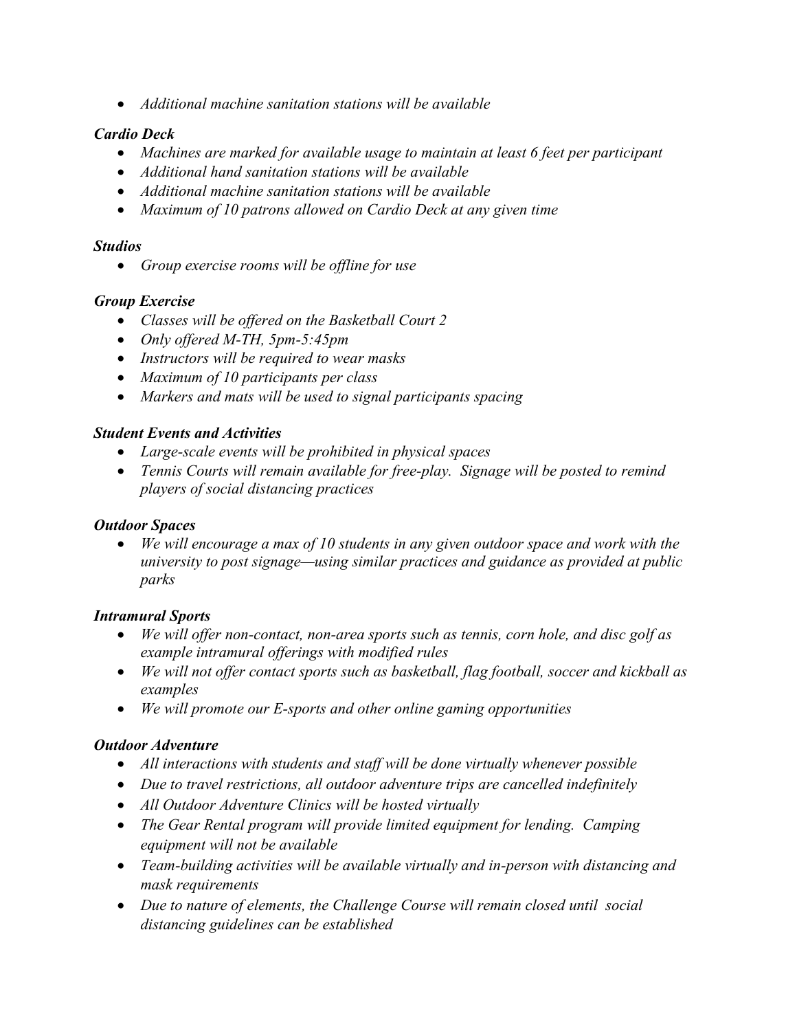- *Additional machine sanitation stations will be available*

***Cardio Deck***

- *Machines are marked for available usage to maintain at least 6 feet per participant*
- *Additional hand sanitation stations will be available*
- *Additional machine sanitation stations will be available*
- *Maximum of 10 patrons allowed on Cardio Deck at any given time*

***Studios***

- *Group exercise rooms will be offline for use*

***Group Exercise***

- *Classes will be offered on the Basketball Court 2*
- *Only offered M-TH, 5pm-5:45pm*
- *Instructors will be required to wear masks*
- *Maximum of 10 participants per class*
- *Markers and mats will be used to signal participants spacing*

***Student Events and Activities***

- *Large-scale events will be prohibited in physical spaces*
- *Tennis Courts will remain available for free-play. Signage will be posted to remind players of social distancing practices*

***Outdoor Spaces***

- *We will encourage a max of 10 students in any given outdoor space and work with the university to post signage—using similar practices and guidance as provided at public parks*

***Intramural Sports***

- *We will offer non-contact, non-area sports such as tennis, corn hole, and disc golf as example intramural offerings with modified rules*
- *We will not offer contact sports such as basketball, flag football, soccer and kickball as examples*
- *We will promote our E-sports and other online gaming opportunities*

***Outdoor Adventure***

- *All interactions with students and staff will be done virtually whenever possible*
- *Due to travel restrictions, all outdoor adventure trips are cancelled indefinitely*
- *All Outdoor Adventure Clinics will be hosted virtually*
- *The Gear Rental program will provide limited equipment for lending. Camping equipment will not be available*
- *Team-building activities will be available virtually and in-person with distancing and mask requirements*
- *Due to nature of elements, the Challenge Course will remain closed until social distancing guidelines can be established*